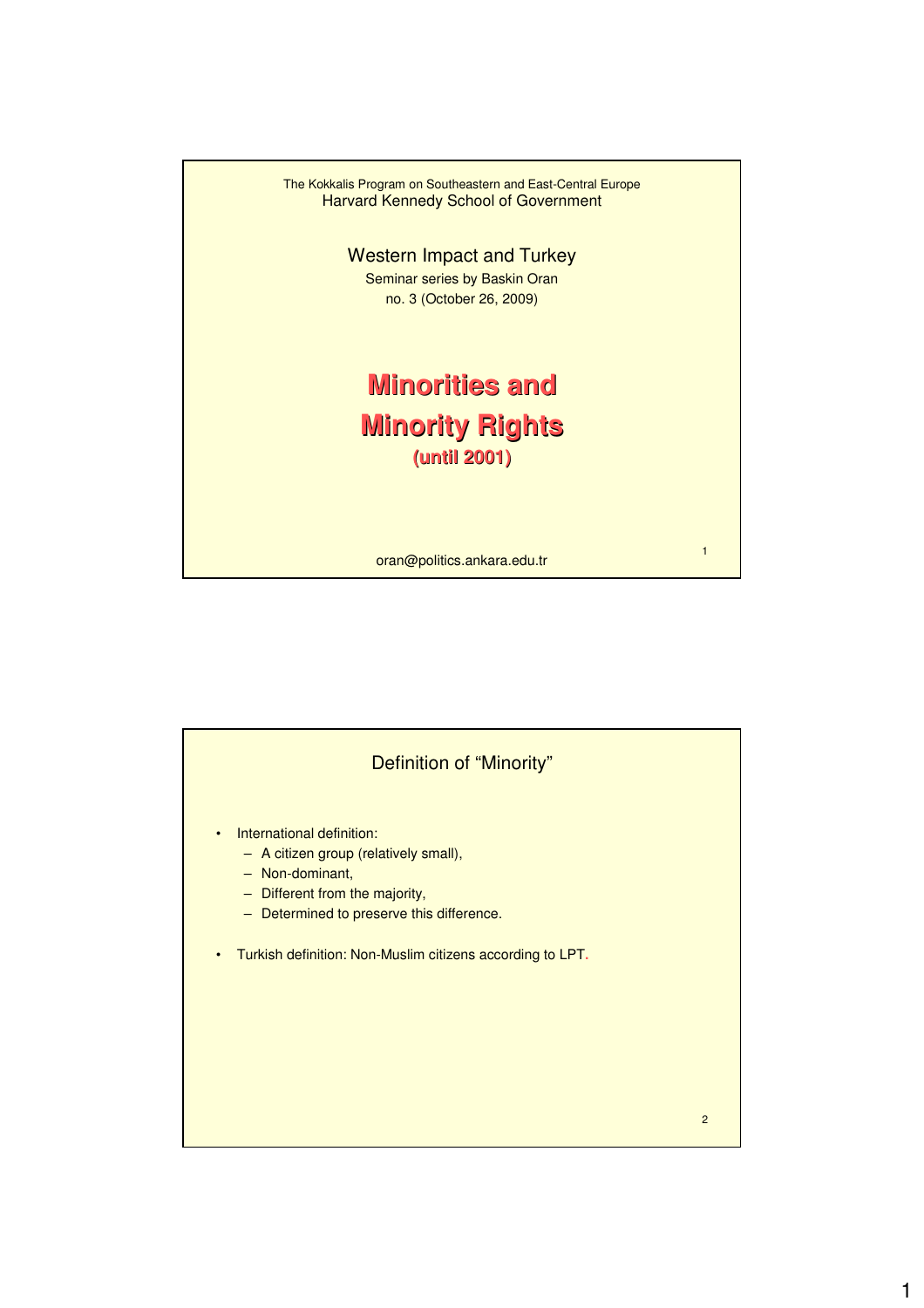The Kokkalis Program on Southeastern and East-Central Europe
Harvard Kennedy School of Government

Western Impact and Turkey

Seminar series by Baskin Oran
no. 3 (October 26, 2009)

# Minorities and Minority Rights
## (until 2001)

oran@politics.ankara.edu.tr

## Definition of "Minority"

- International definition:
  - A citizen group (relatively small),
  - Non-dominant,
  - Different from the majority,
  - Determined to preserve this difference.
- Turkish definition: Non-Muslim citizens according to LPT.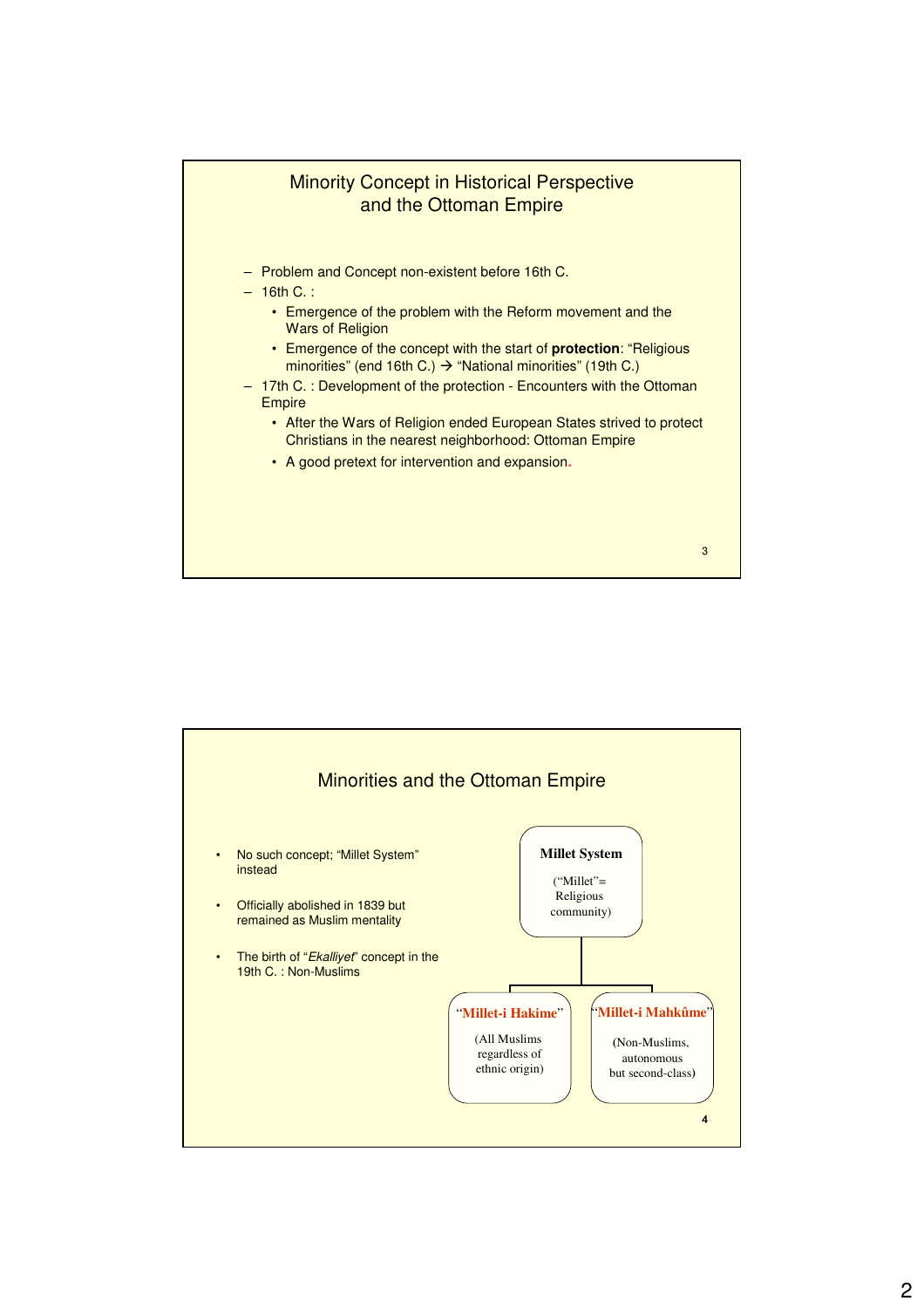## Minority Concept in Historical Perspective and the Ottoman Empire

- Problem and Concept non-existent before 16th C.
- 16th C. :
  - Emergence of the problem with the Reform movement and the Wars of Religion
  - Emergence of the concept with the start of **protection**: "Religious minorities" (end 16th C.) → "National minorities" (19th C.)
- 17th C. : Development of the protection - Encounters with the Ottoman Empire
  - After the Wars of Religion ended European States strived to protect Christians in the nearest neighborhood: Ottoman Empire
  - A good pretext for intervention and expansion.

## Minorities and the Ottoman Empire

- No such concept; "Millet System" instead
- Officially abolished in 1839 but remained as Muslim mentality
- The birth of "*Ekalliyet*" concept in the 19th C. : Non-Muslims

**Millet System**
("Millet"= Religious community)

- **"Millet-i Hakime"** (All Muslims regardless of ethnic origin)
- **"Millet-i Mahkûme"** (Non-Muslims, autonomous but second-class)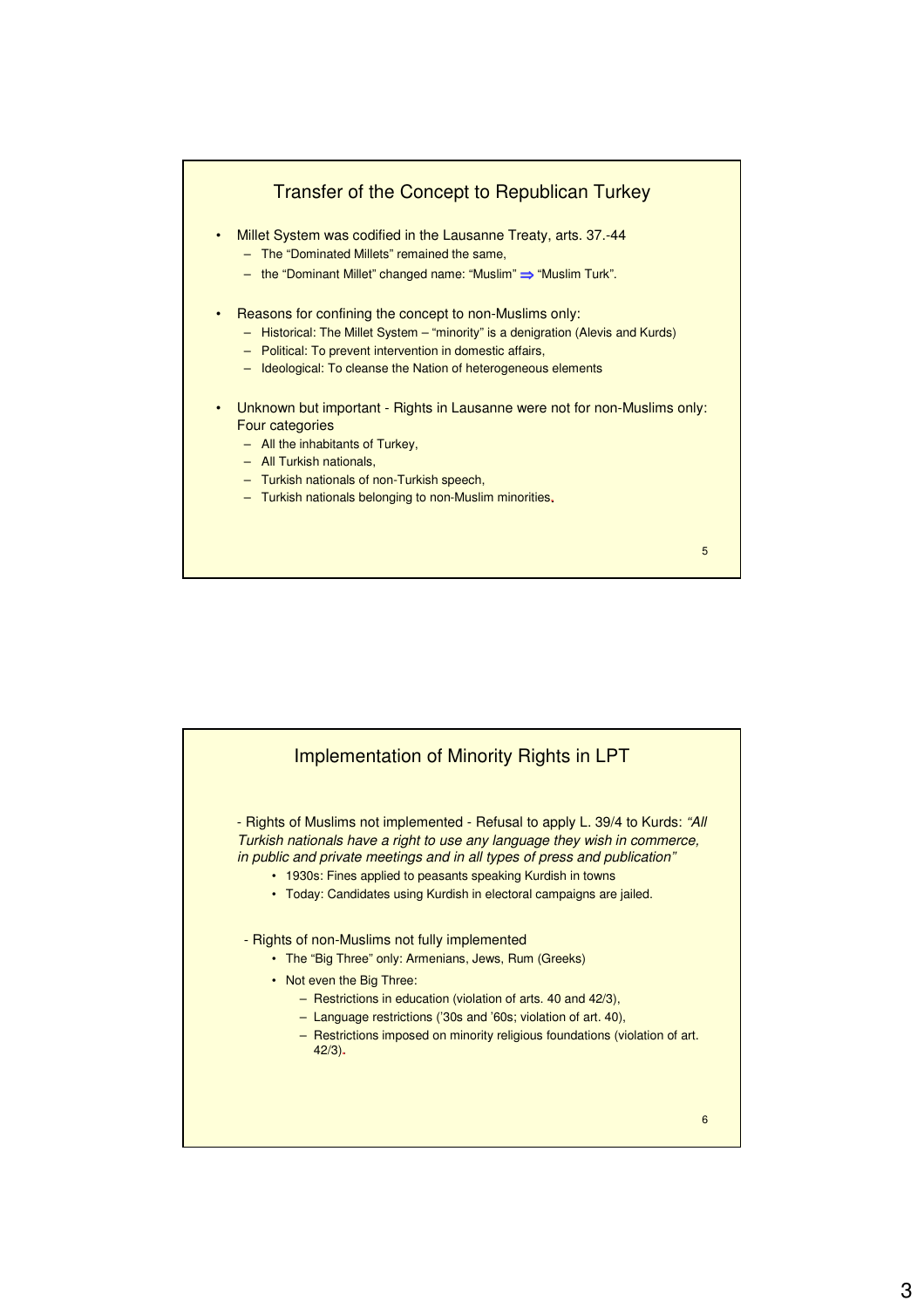## Transfer of the Concept to Republican Turkey

- Millet System was codified in the Lausanne Treaty, arts. 37.-44
  - The "Dominated Millets" remained the same,
  - the "Dominant Millet" changed name: "Muslim" ⇒ "Muslim Turk".
- Reasons for confining the concept to non-Muslims only:
  - Historical: The Millet System – "minority" is a denigration (Alevis and Kurds)
  - Political: To prevent intervention in domestic affairs,
  - Ideological: To cleanse the Nation of heterogeneous elements
- Unknown but important - Rights in Lausanne were not for non-Muslims only: Four categories
  - All the inhabitants of Turkey,
  - All Turkish nationals,
  - Turkish nationals of non-Turkish speech,
  - Turkish nationals belonging to non-Muslim minorities.

## Implementation of Minority Rights in LPT

- Rights of Muslims not implemented - Refusal to apply L. 39/4 to Kurds: *"All Turkish nationals have a right to use any language they wish in commerce, in public and private meetings and in all types of press and publication"*
  - 1930s: Fines applied to peasants speaking Kurdish in towns
  - Today: Candidates using Kurdish in electoral campaigns are jailed.

- Rights of non-Muslims not fully implemented
  - The "Big Three" only: Armenians, Jews, Rum (Greeks)
  - Not even the Big Three:
    - Restrictions in education (violation of arts. 40 and 42/3),
    - Language restrictions ('30s and '60s; violation of art. 40),
    - Restrictions imposed on minority religious foundations (violation of art. 42/3).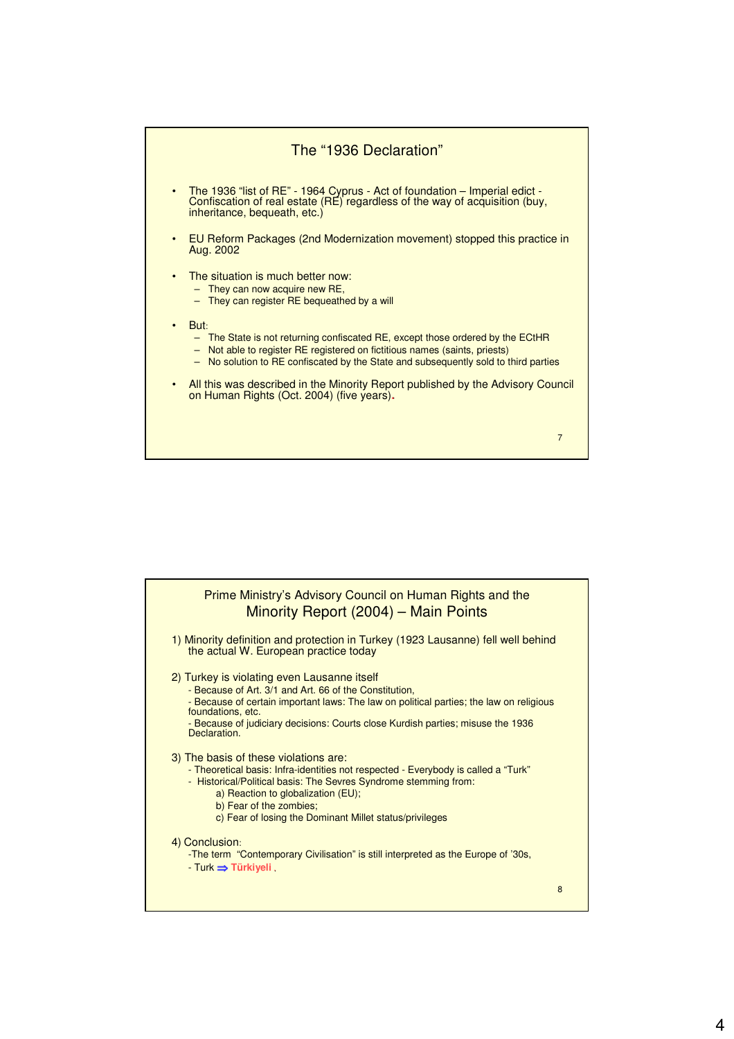## The "1936 Declaration"

- The 1936 "list of RE" - 1964 Cyprus - Act of foundation – Imperial edict - Confiscation of real estate (RE) regardless of the way of acquisition (buy, inheritance, bequeath, etc.)
- EU Reform Packages (2nd Modernization movement) stopped this practice in Aug. 2002
- The situation is much better now:
  - They can now acquire new RE,
  - They can register RE bequeathed by a will
- But:
  - The State is not returning confiscated RE, except those ordered by the ECtHR
  - Not able to register RE registered on fictitious names (saints, priests)
  - No solution to RE confiscated by the State and subsequently sold to third parties
- All this was described in the Minority Report published by the Advisory Council on Human Rights (Oct. 2004) (five years).

## Prime Ministry's Advisory Council on Human Rights and the Minority Report (2004) – Main Points

1) Minority definition and protection in Turkey (1923 Lausanne) fell well behind the actual W. European practice today

2) Turkey is violating even Lausanne itself
   - Because of Art. 3/1 and Art. 66 of the Constitution,
   - Because of certain important laws: The law on political parties; the law on religious foundations, etc.
   - Because of judiciary decisions: Courts close Kurdish parties; misuse the 1936 Declaration.

3) The basis of these violations are:
   - Theoretical basis: Infra-identities not respected - Everybody is called a "Turk"
   - Historical/Political basis: The Sevres Syndrome stemming from:
     - a) Reaction to globalization (EU);
     - b) Fear of the zombies;
     - c) Fear of losing the Dominant Millet status/privileges

4) Conclusion:
   - The term "Contemporary Civilisation" is still interpreted as the Europe of '30s,
   - Turk ⇒ **Türkiyeli**.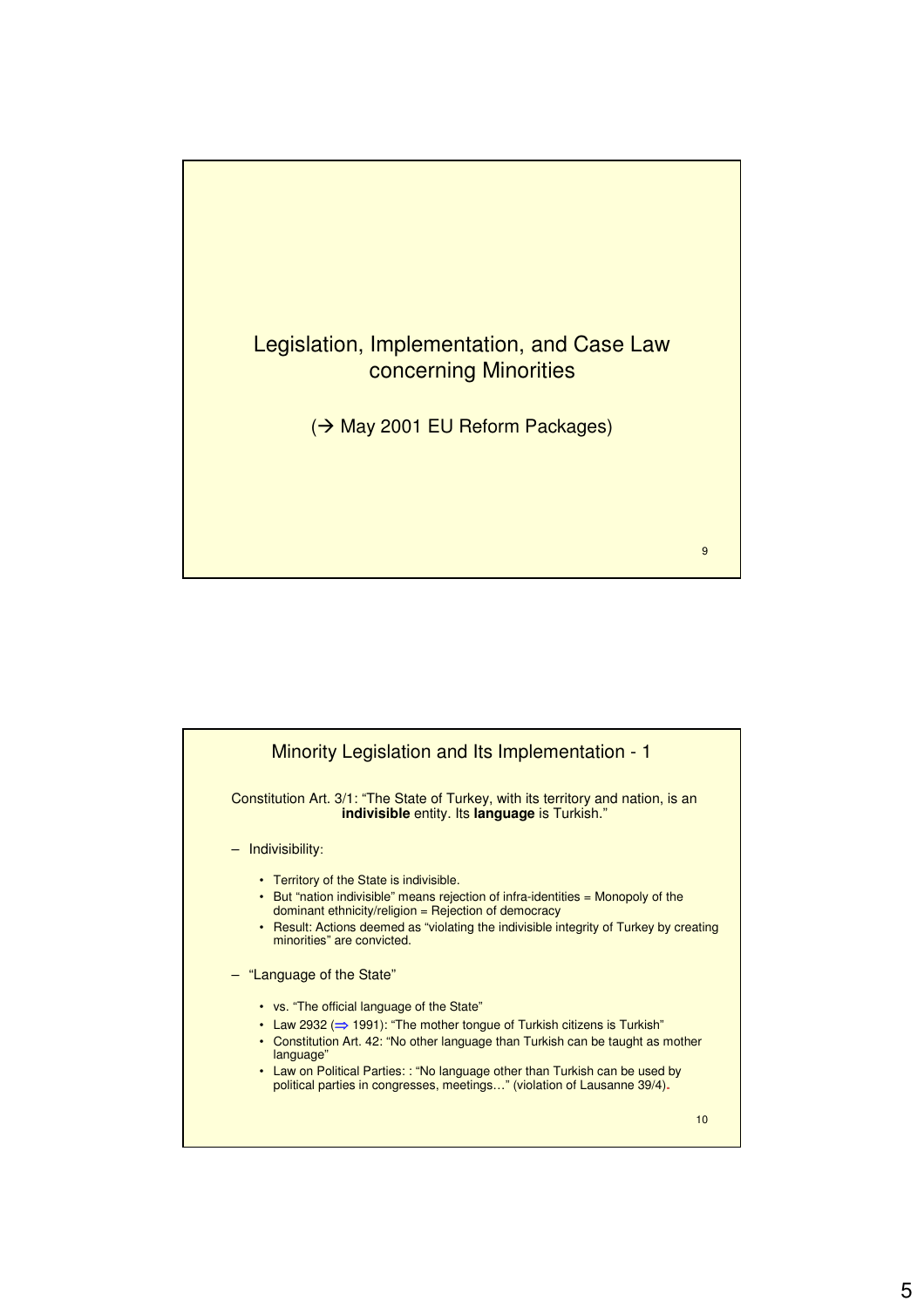## Legislation, Implementation, and Case Law concerning Minorities

(→ May 2001 EU Reform Packages)

## Minority Legislation and Its Implementation - 1

Constitution Art. 3/1: "The State of Turkey, with its territory and nation, is an **indivisible** entity. Its **language** is Turkish."

- Indivisibility:
  - Territory of the State is indivisible.
  - But "nation indivisible" means rejection of infra-identities = Monopoly of the dominant ethnicity/religion = Rejection of democracy
  - Result: Actions deemed as "violating the indivisible integrity of Turkey by creating minorities" are convicted.
- "Language of the State"
  - vs. "The official language of the State"
  - Law 2932 (⇒ 1991): "The mother tongue of Turkish citizens is Turkish"
  - Constitution Art. 42: "No other language than Turkish can be taught as mother language"
  - Law on Political Parties: : "No language other than Turkish can be used by political parties in congresses, meetings…" (violation of Lausanne 39/4).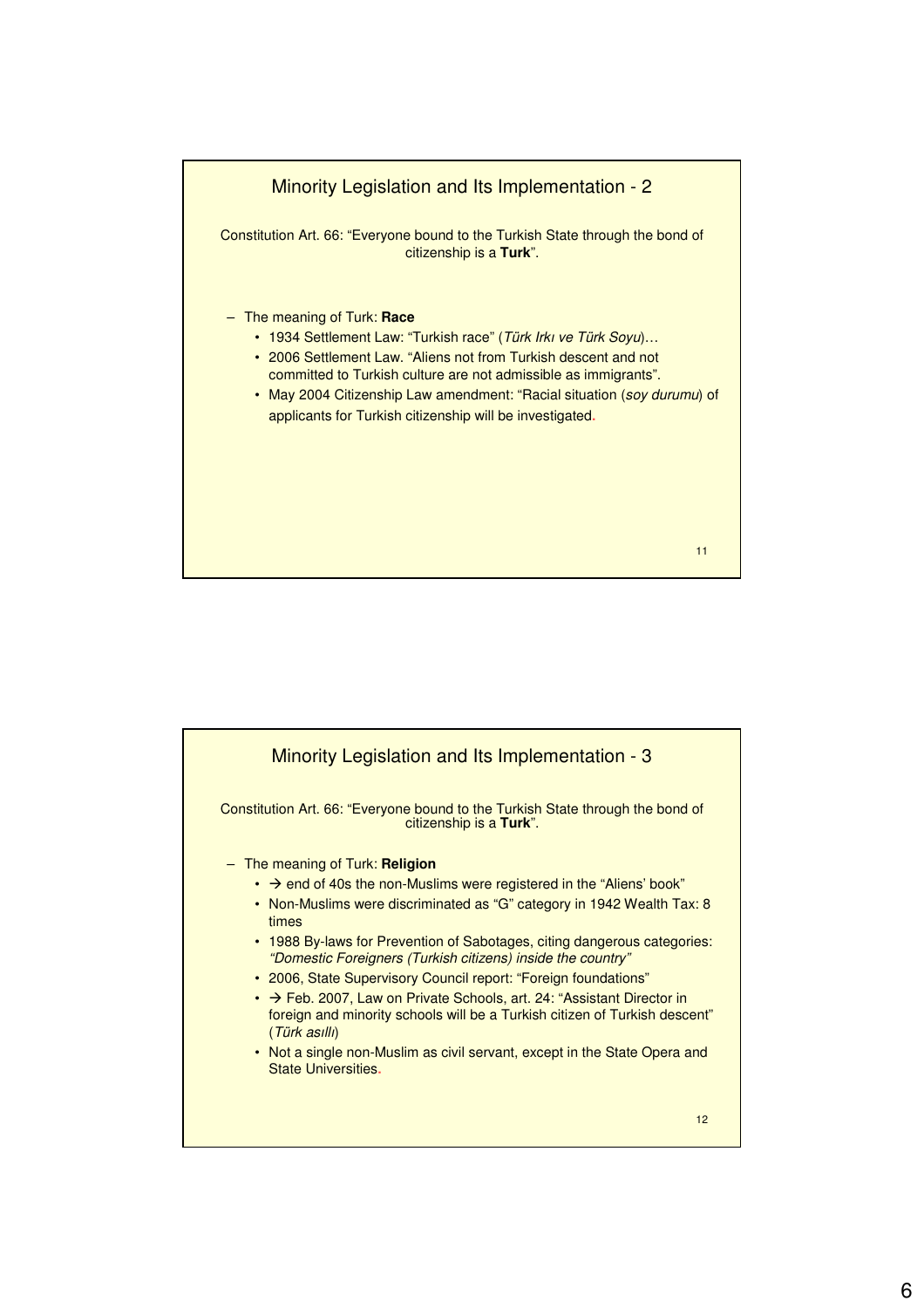## Minority Legislation and Its Implementation - 2

Constitution Art. 66: “Everyone bound to the Turkish State through the bond of citizenship is a **Turk**”.

- The meaning of Turk: **Race**
  - 1934 Settlement Law: “Turkish race” (*Türk Irkı ve Türk Soyu*)…
  - 2006 Settlement Law. “Aliens not from Turkish descent and not committed to Turkish culture are not admissible as immigrants”.
  - May 2004 Citizenship Law amendment: “Racial situation (*soy durumu*) of applicants for Turkish citizenship will be investigated.

## Minority Legislation and Its Implementation - 3

Constitution Art. 66: “Everyone bound to the Turkish State through the bond of citizenship is a **Turk**”.

- The meaning of Turk: **Religion**
  - → end of 40s the non-Muslims were registered in the “Aliens’ book”
  - Non-Muslims were discriminated as “G” category in 1942 Wealth Tax: 8 times
  - 1988 By-laws for Prevention of Sabotages, citing dangerous categories: *“Domestic Foreigners (Turkish citizens) inside the country”*
  - 2006, State Supervisory Council report: “Foreign foundations”
  - → Feb. 2007, Law on Private Schools, art. 24: “Assistant Director in foreign and minority schools will be a Turkish citizen of Turkish descent” (*Türk asıllı*)
  - Not a single non-Muslim as civil servant, except in the State Opera and State Universities.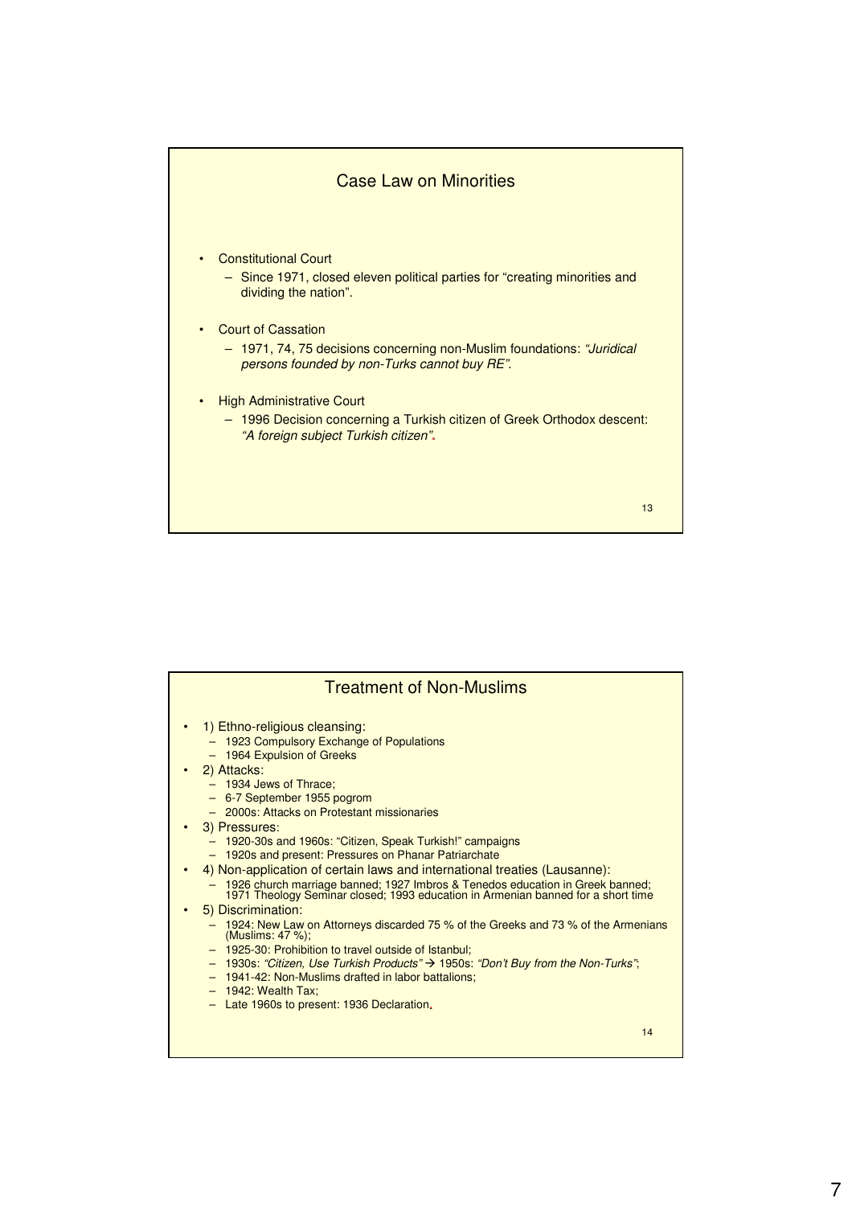## Case Law on Minorities

- Constitutional Court
  - Since 1971, closed eleven political parties for "creating minorities and dividing the nation".
- Court of Cassation
  - 1971, 74, 75 decisions concerning non-Muslim foundations: *"Juridical persons founded by non-Turks cannot buy RE".*
- High Administrative Court
  - 1996 Decision concerning a Turkish citizen of Greek Orthodox descent: *"A foreign subject Turkish citizen".*

## Treatment of Non-Muslims

- 1) Ethno-religious cleansing:
  - 1923 Compulsory Exchange of Populations
  - 1964 Expulsion of Greeks
- 2) Attacks:
  - 1934 Jews of Thrace;
  - 6-7 September 1955 pogrom
  - 2000s: Attacks on Protestant missionaries
- 3) Pressures:
  - 1920-30s and 1960s: "Citizen, Speak Turkish!" campaigns
  - 1920s and present: Pressures on Phanar Patriarchate
- 4) Non-application of certain laws and international treaties (Lausanne):
  - 1926 church marriage banned; 1927 Imbros & Tenedos education in Greek banned; 1971 Theology Seminar closed; 1993 education in Armenian banned for a short time
- 5) Discrimination:
  - 1924: New Law on Attorneys discarded 75 % of the Greeks and 73 % of the Armenians (Muslims: 47 %);
  - 1925-30: Prohibition to travel outside of Istanbul;
  - 1930s: *"Citizen, Use Turkish Products"* → 1950s: *"Don't Buy from the Non-Turks"*;
  - 1941-42: Non-Muslims drafted in labor battalions;
  - 1942: Wealth Tax;
  - Late 1960s to present: 1936 Declaration.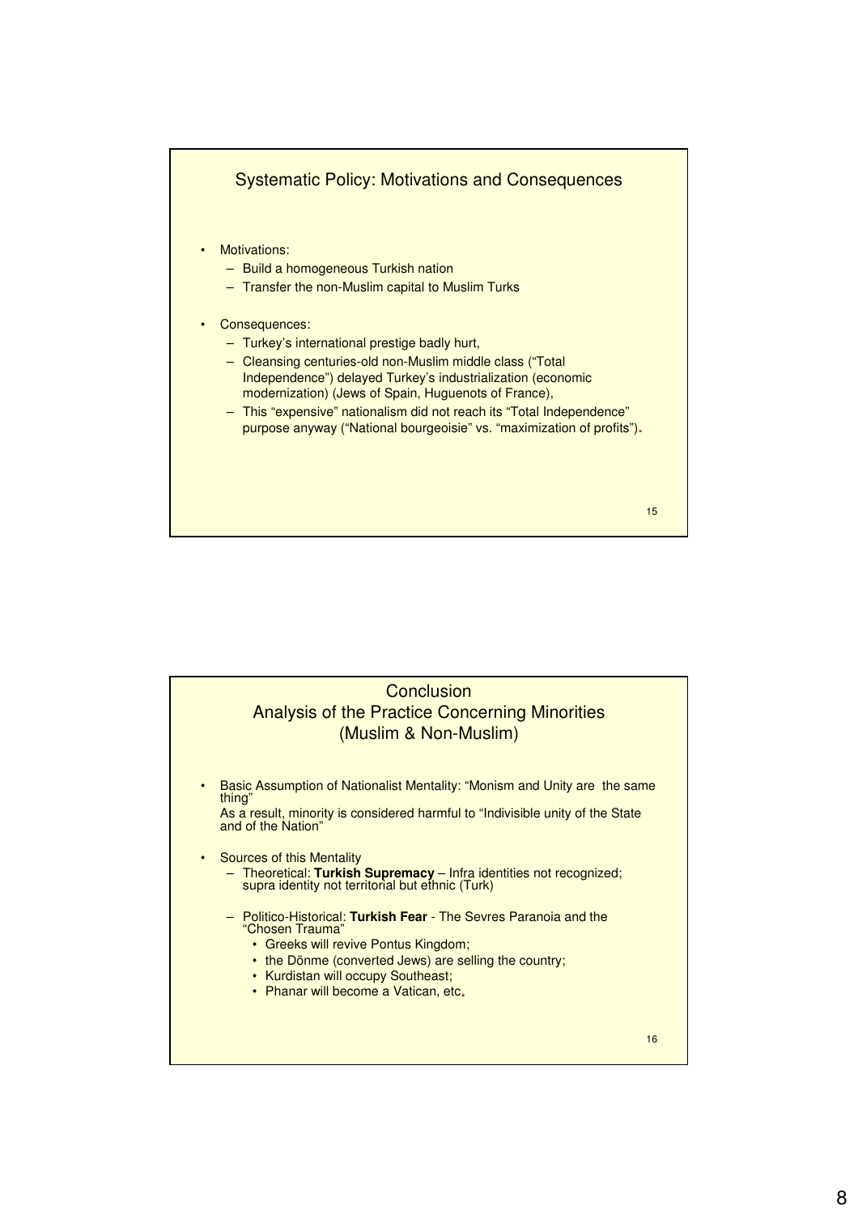## Systematic Policy: Motivations and Consequences

- Motivations:
  - Build a homogeneous Turkish nation
  - Transfer the non-Muslim capital to Muslim Turks

- Consequences:
  - Turkey's international prestige badly hurt,
  - Cleansing centuries-old non-Muslim middle class ("Total Independence") delayed Turkey's industrialization (economic modernization) (Jews of Spain, Huguenots of France),
  - This "expensive" nationalism did not reach its "Total Independence" purpose anyway ("National bourgeoisie" vs. "maximization of profits").

## Conclusion
## Analysis of the Practice Concerning Minorities (Muslim & Non-Muslim)

- Basic Assumption of Nationalist Mentality: "Monism and Unity are the same thing"
  As a result, minority is considered harmful to "Indivisible unity of the State and of the Nation"

- Sources of this Mentality
  - Theoretical: **Turkish Supremacy** – Infra identities not recognized; supra identity not territorial but ethnic (Turk)
  - Politico-Historical: **Turkish Fear** - The Sevres Paranoia and the "Chosen Trauma"
    - Greeks will revive Pontus Kingdom;
    - the Dönme (converted Jews) are selling the country;
    - Kurdistan will occupy Southeast;
    - Phanar will become a Vatican, etc.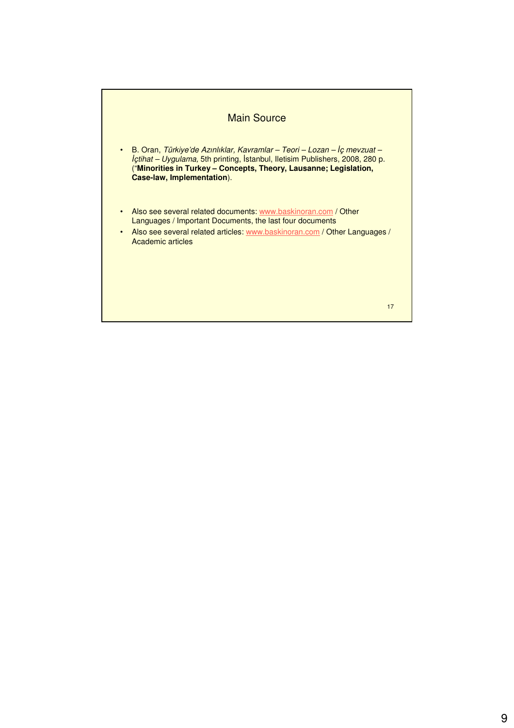## Main Source

- B. Oran, *Türkiye'de Azınlıklar, Kavramlar – Teori – Lozan – İç mevzuat – İçtihat – Uygulama,* 5th printing, İstanbul, Iletisim Publishers, 2008, 280 p. ("**Minorities in Turkey – Concepts, Theory, Lausanne; Legislation, Case-law, Implementation**").

- Also see several related documents: www.baskinoran.com / Other Languages / Important Documents, the last four documents
- Also see several related articles: www.baskinoran.com / Other Languages / Academic articles